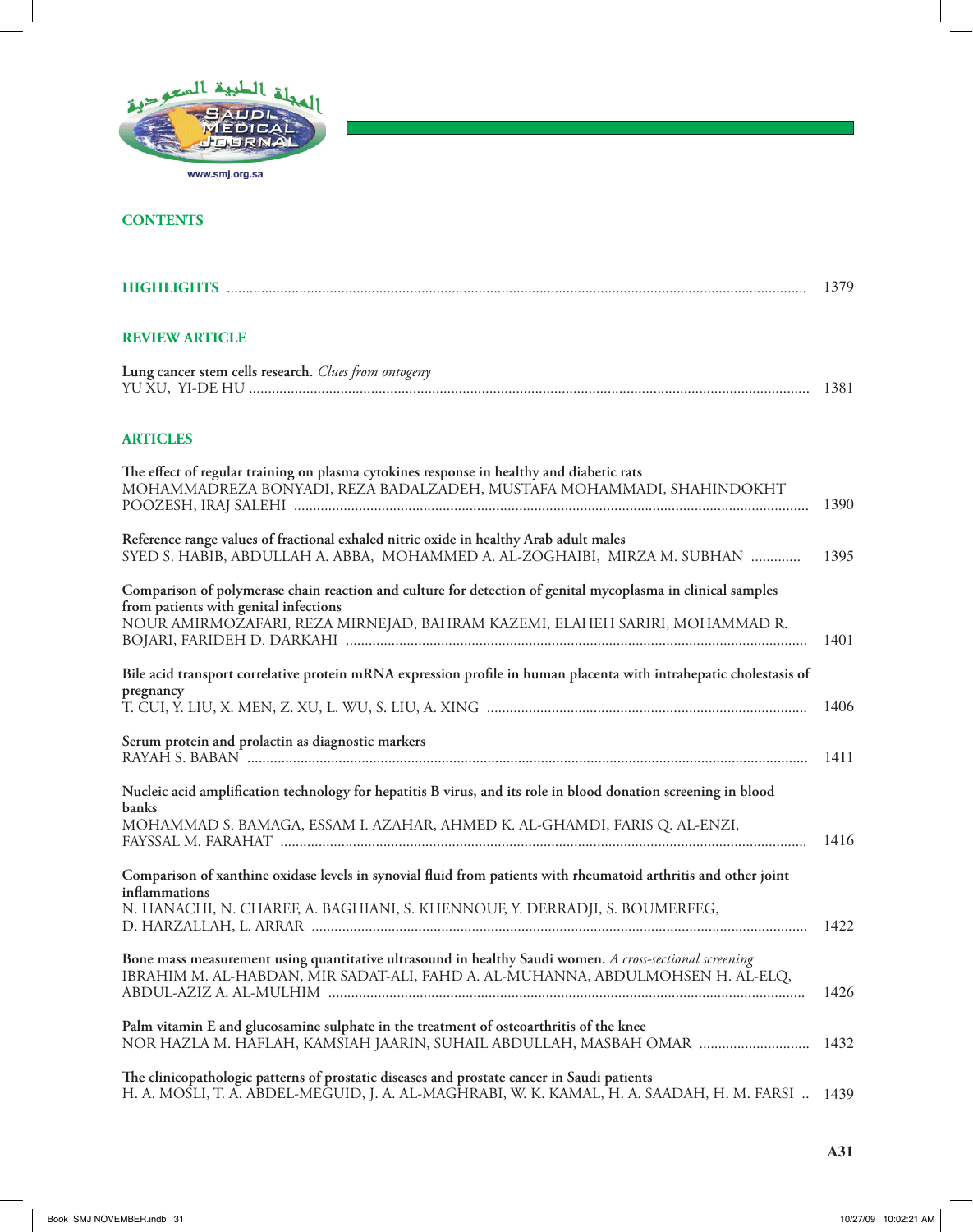# CONTENTS

**HIGHLIGHTS** ........................................ 1379

## REVIEW ARTICLE

**Lung cancer stem cells research.** *Clues from ontogeny*
YU XU, YI-DE HU ........................................ 1381

## ARTICLES

**The effect of regular training on plasma cytokines response in healthy and diabetic rats**
MOHAMMADREZA BONYADI, REZA BADALZADEH, MUSTAFA MOHAMMADI, SHAHINDOKHT POOZESH, IRAJ SALEHI ........................................ 1390

**Reference range values of fractional exhaled nitric oxide in healthy Arab adult males**
SYED S. HABIB, ABDULLAH A. ABBA, MOHAMMED A. AL-ZOGHAIBI, MIRZA M. SUBHAN ............. 1395

**Comparison of polymerase chain reaction and culture for detection of genital mycoplasma in clinical samples from patients with genital infections**
NOUR AMIRMOZAFARI, REZA MIRNEJAD, BAHRAM KAZEMI, ELAHEH SARIRI, MOHAMMAD R. BOJARI, FARIDEH D. DARKAHI ........................................ 1401

**Bile acid transport correlative protein mRNA expression profile in human placenta with intrahepatic cholestasis of pregnancy**
T. CUI, Y. LIU, X. MEN, Z. XU, L. WU, S. LIU, A. XING ........................................ 1406

**Serum protein and prolactin as diagnostic markers**
RAYAH S. BABAN ........................................ 1411

**Nucleic acid amplification technology for hepatitis B virus, and its role in blood donation screening in blood banks**
MOHAMMAD S. BAMAGA, ESSAM I. AZAHAR, AHMED K. AL-GHAMDI, FARIS Q. AL-ENZI, FAYSSAL M. FARAHAT ........................................ 1416

**Comparison of xanthine oxidase levels in synovial fluid from patients with rheumatoid arthritis and other joint inflammations**
N. HANACHI, N. CHAREF, A. BAGHIANI, S. KHENNOUF, Y. DERRADJI, S. BOUMERFEG, D. HARZALLAH, L. ARRAR ........................................ 1422

**Bone mass measurement using quantitative ultrasound in healthy Saudi women.** *A cross-sectional screening*
IBRAHIM M. AL-HABDAN, MIR SADAT-ALI, FAHD A. AL-MUHANNA, ABDULMOHSEN H. AL-ELQ, ABDUL-AZIZ A. AL-MULHIM ........................................ 1426

**Palm vitamin E and glucosamine sulphate in the treatment of osteoarthritis of the knee**
NOR HAZLA M. HAFLAH, KAMSIAH JAARIN, SUHAIL ABDULLAH, MASBAH OMAR ............................. 1432

**The clinicopathologic patterns of prostatic diseases and prostate cancer in Saudi patients**
H. A. MOSLI, T. A. ABDEL-MEGUID, J. A. AL-MAGHRABI, W. K. KAMAL, H. A. SAADAH, H. M. FARSI .. 1439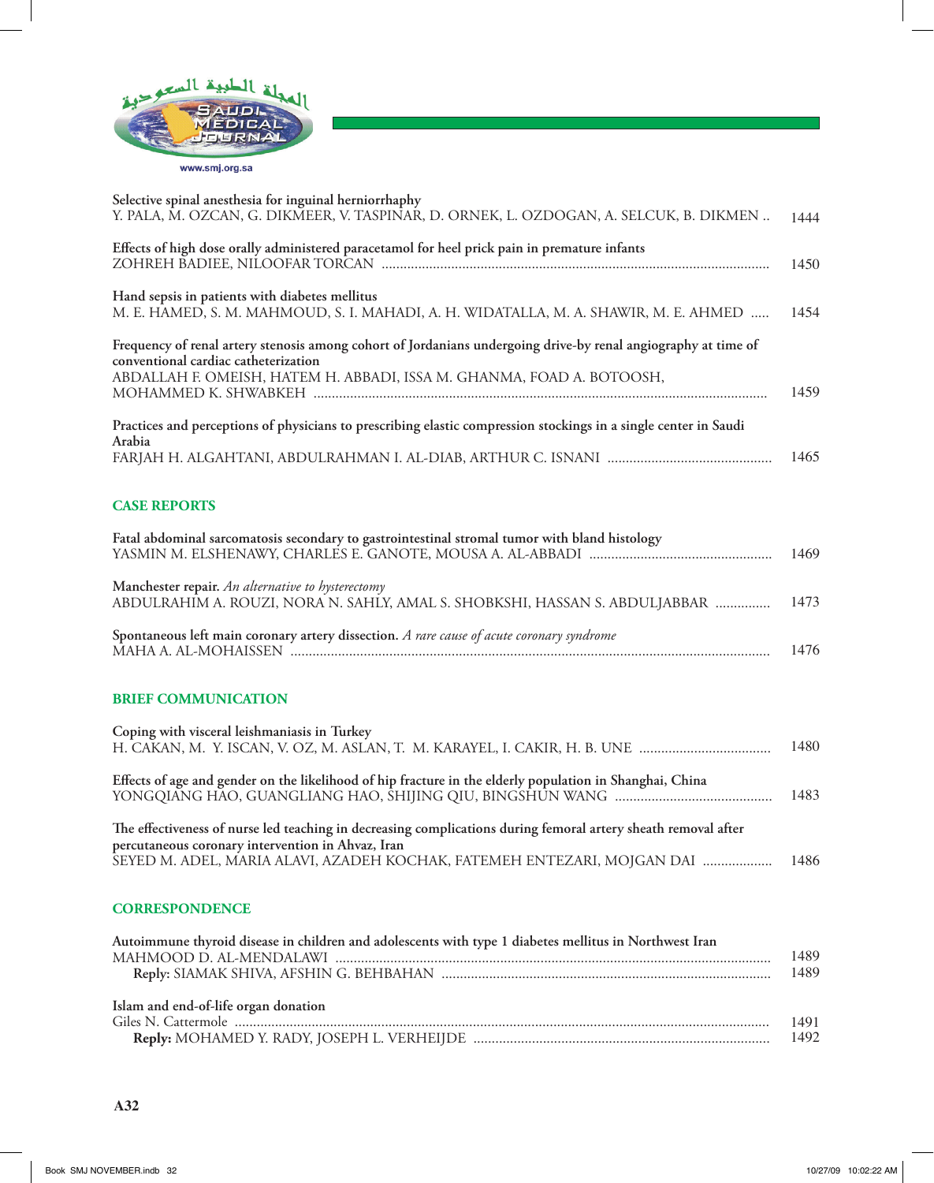Selective spinal anesthesia for inguinal herniorrhaphy
Y. PALA, M. OZCAN, G. DIKMEER, V. TASPINAR, D. ORNEK, L. OZDOGAN, A. SELCUK, B. DIKMEN .. 1444

Effects of high dose orally administered paracetamol for heel prick pain in premature infants
ZOHREH BADIEE, NILOOFAR TORCAN ........ 1450

Hand sepsis in patients with diabetes mellitus
M. E. HAMED, S. M. MAHMOUD, S. I. MAHADI, A. H. WIDATALLA, M. A. SHAWIR, M. E. AHMED ..... 1454

Frequency of renal artery stenosis among cohort of Jordanians undergoing drive-by renal angiography at time of conventional cardiac catheterization
ABDALLAH F. OMEISH, HATEM H. ABBADI, ISSA M. GHANMA, FOAD A. BOTOOSH, MOHAMMED K. SHWABKEH ........ 1459

Practices and perceptions of physicians to prescribing elastic compression stockings in a single center in Saudi Arabia
FARJAH H. ALGAHTANI, ABDULRAHMAN I. AL-DIAB, ARTHUR C. ISNANI ........ 1465

## CASE REPORTS

Fatal abdominal sarcomatosis secondary to gastrointestinal stromal tumor with bland histology
YASMIN M. ELSHENAWY, CHARLES E. GANOTE, MOUSA A. AL-ABBADI ........ 1469

Manchester repair. *An alternative to hysterectomy*
ABDULRAHIM A. ROUZI, NORA N. SAHLY, AMAL S. SHOBKSHI, HASSAN S. ABDULJABBAR ........ 1473

Spontaneous left main coronary artery dissection. *A rare cause of acute coronary syndrome*
MAHA A. AL-MOHAISSEN ........ 1476

## BRIEF COMMUNICATION

Coping with visceral leishmaniasis in Turkey
H. CAKAN, M. Y. ISCAN, V. OZ, M. ASLAN, T. M. KARAYEL, I. CAKIR, H. B. UNE ........ 1480

Effects of age and gender on the likelihood of hip fracture in the elderly population in Shanghai, China
YONGQIANG HAO, GUANGLIANG HAO, SHIJING QIU, BINGSHUN WANG ........ 1483

The effectiveness of nurse led teaching in decreasing complications during femoral artery sheath removal after percutaneous coronary intervention in Ahvaz, Iran
SEYED M. ADEL, MARIA ALAVI, AZADEH KOCHAK, FATEMEH ENTEZARI, MOJGAN DAI ........ 1486

## CORRESPONDENCE

Autoimmune thyroid disease in children and adolescents with type 1 diabetes mellitus in Northwest Iran
MAHMOOD D. AL-MENDALAWI ........ 1489
**Reply:** SIAMAK SHIVA, AFSHIN G. BEHBAHAN ........ 1489

Islam and end-of-life organ donation
Giles N. Cattermole ........ 1491
**Reply:** MOHAMED Y. RADY, JOSEPH L. VERHEIJDE ........ 1492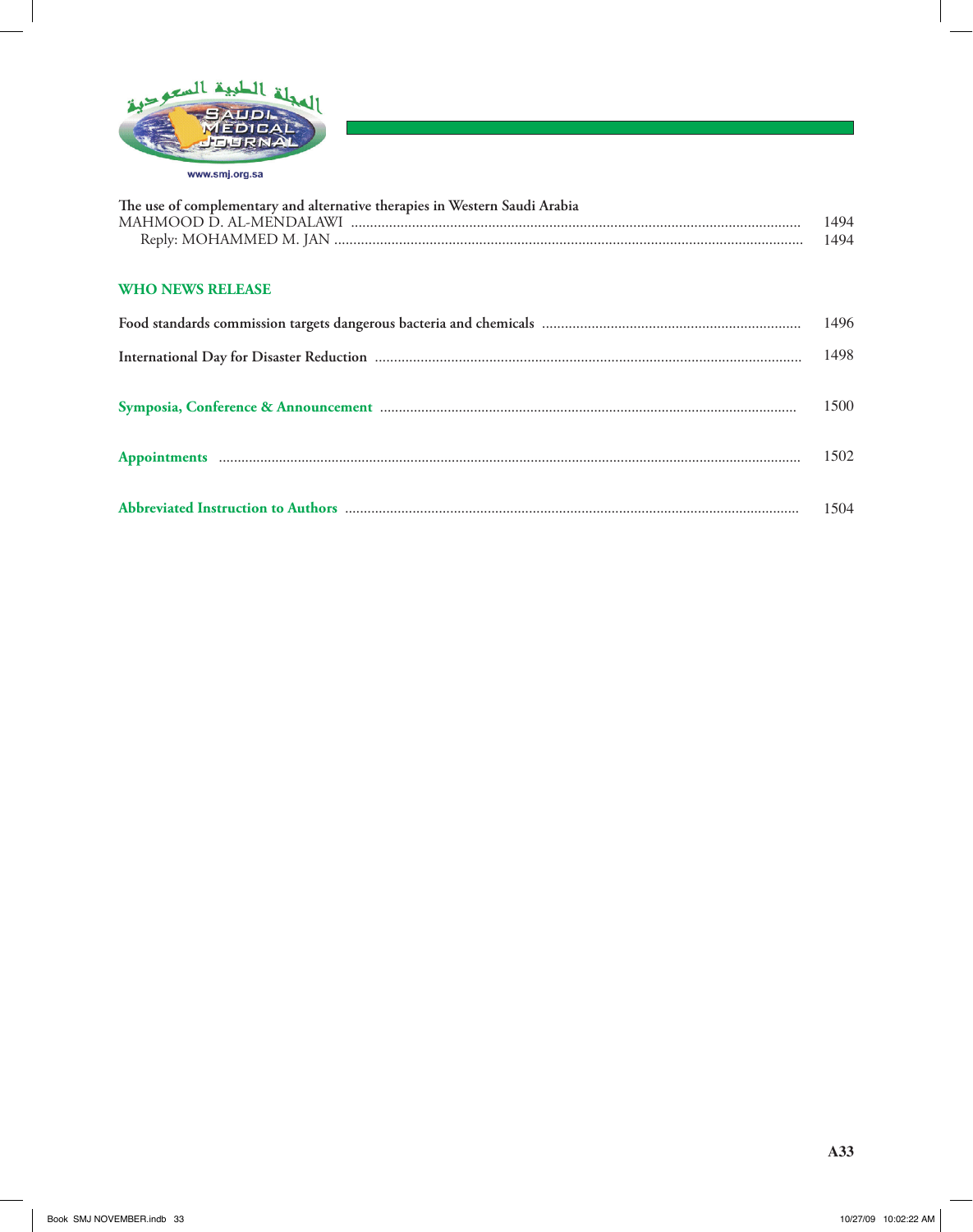The use of complementary and alternative therapies in Western Saudi Arabia
MAHMOOD D. AL-MENDALAWI ..................................................................... 1494
Reply: MOHAMMED M. JAN ..................................................................... 1494

## WHO NEWS RELEASE

**Food standards commission targets dangerous bacteria and chemicals** ..................................................................... 1496

**International Day for Disaster Reduction** ..................................................................... 1498

**Symposia, Conference & Announcement** ..................................................................... 1500

**Appointments** ..................................................................... 1502

**Abbreviated Instruction to Authors** ..................................................................... 1504